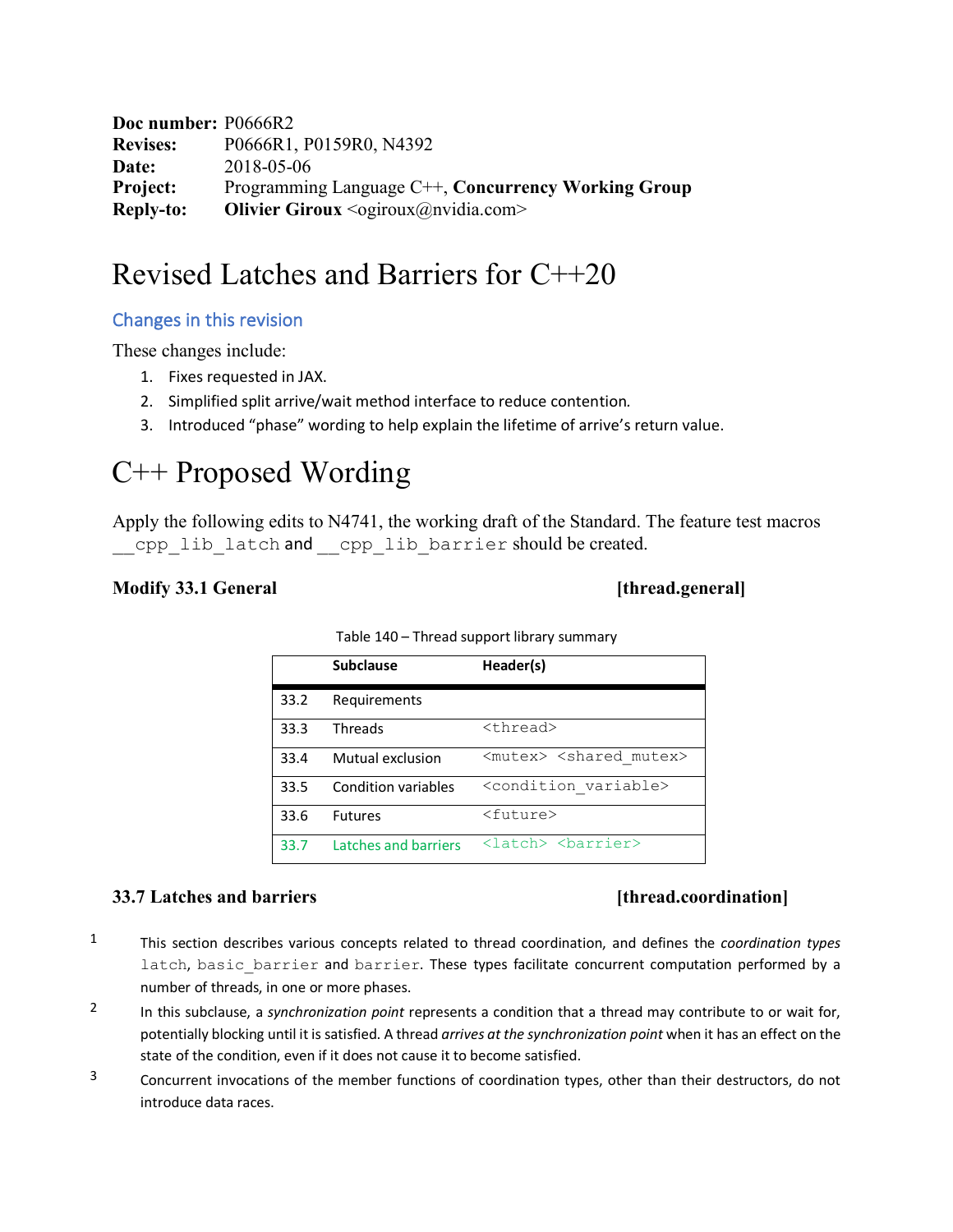**Doc number:** P0666R2
**Revises:** P0666R1, P0159R0, N4392
**Date:** 2018-05-06
**Project:** Programming Language C++, **Concurrency Working Group**
**Reply-to:** **Olivier Giroux** <ogiroux@nvidia.com>

# Revised Latches and Barriers for C++20

## Changes in this revision

These changes include:

1. Fixes requested in JAX.
2. Simplified split arrive/wait method interface to reduce contention.
3. Introduced "phase" wording to help explain the lifetime of arrive's return value.

# C++ Proposed Wording

Apply the following edits to N4741, the working draft of the Standard. The feature test macros `__cpp_lib_latch` and `__cpp_lib_barrier` should be created.

### Modify 33.1 General [thread.general]

Table 140 – Thread support library summary

| | Subclause | Header(s) |
|---|---|---|
| 33.2 | Requirements | |
| 33.3 | Threads | `<thread>` |
| 33.4 | Mutual exclusion | `<mutex>` `<shared_mutex>` |
| 33.5 | Condition variables | `<condition_variable>` |
| 33.6 | Futures | `<future>` |
| 33.7 | Latches and barriers | `<latch>` `<barrier>` |

### 33.7 Latches and barriers [thread.coordination]

1 This section describes various concepts related to thread coordination, and defines the *coordination types* `latch`, `basic_barrier` and `barrier`. These types facilitate concurrent computation performed by a number of threads, in one or more phases.

2 In this subclause, a *synchronization point* represents a condition that a thread may contribute to or wait for, potentially blocking until it is satisfied. A thread *arrives at the synchronization point* when it has an effect on the state of the condition, even if it does not cause it to become satisfied.

3 Concurrent invocations of the member functions of coordination types, other than their destructors, do not introduce data races.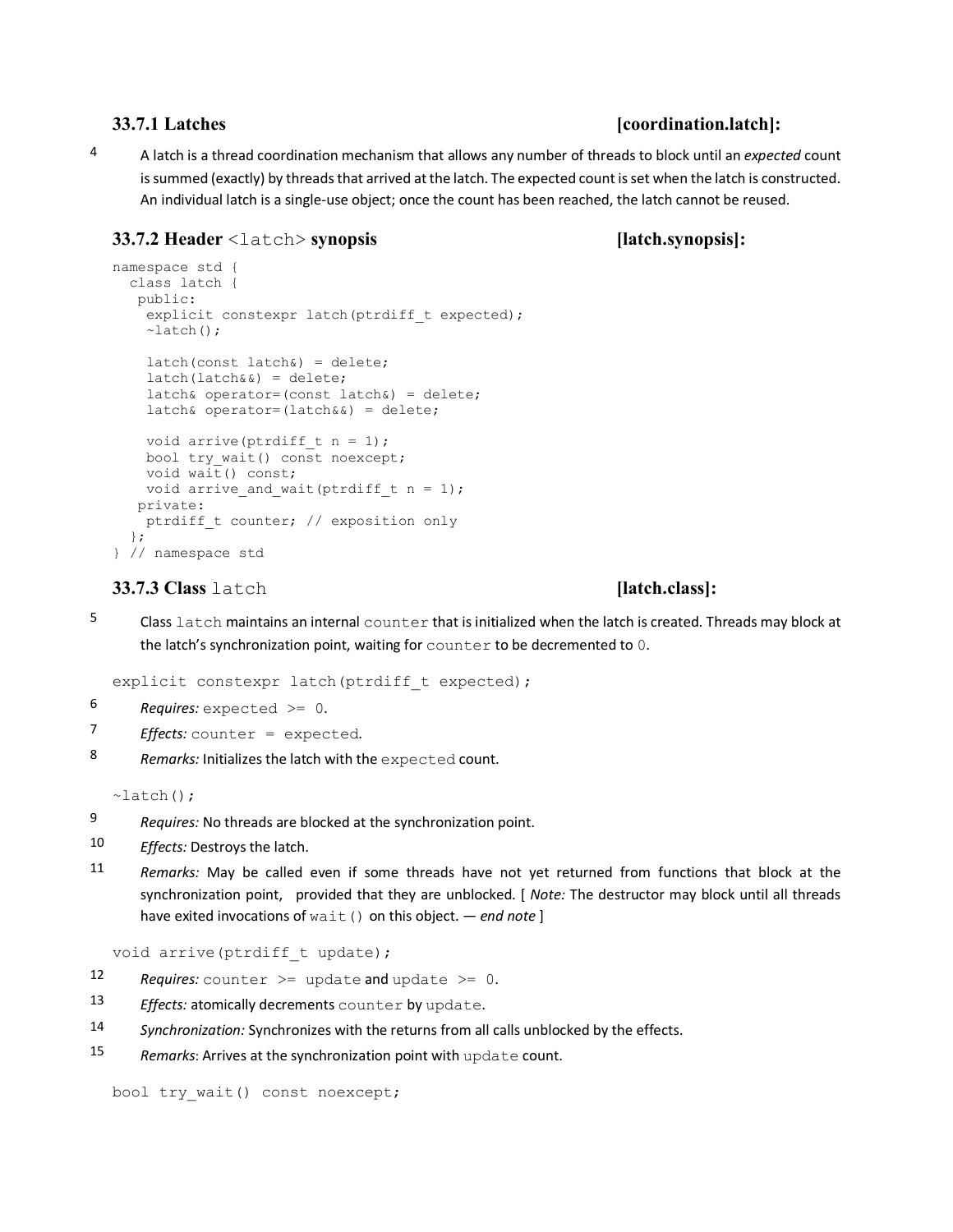### 33.7.1 Latches [coordination.latch]:

4 A latch is a thread coordination mechanism that allows any number of threads to block until an *expected* count is summed (exactly) by threads that arrived at the latch. The expected count is set when the latch is constructed. An individual latch is a single-use object; once the count has been reached, the latch cannot be reused.

### 33.7.2 Header `<latch>` synopsis [latch.synopsis]:

```
namespace std {
  class latch {
   public:
    explicit constexpr latch(ptrdiff_t expected);
    ~latch();

    latch(const latch&) = delete;
    latch(latch&&) = delete;
    latch& operator=(const latch&) = delete;
    latch& operator=(latch&&) = delete;

    void arrive(ptrdiff_t n = 1);
    bool try_wait() const noexcept;
    void wait() const;
    void arrive_and_wait(ptrdiff_t n = 1);
   private:
    ptrdiff_t counter; // exposition only
  };
} // namespace std
```

### 33.7.3 Class `latch` [latch.class]:

5 Class `latch` maintains an internal `counter` that is initialized when the latch is created. Threads may block at the latch's synchronization point, waiting for `counter` to be decremented to `0`.

```
explicit constexpr latch(ptrdiff_t expected);
```

6 *Requires:* `expected >= 0`.

7 *Effects:* `counter = expected`.

8 *Remarks:* Initializes the latch with the `expected` count.

```
~latch();
```

9 *Requires:* No threads are blocked at the synchronization point.

10 *Effects:* Destroys the latch.

11 *Remarks:* May be called even if some threads have not yet returned from functions that block at the synchronization point, provided that they are unblocked. [ *Note:* The destructor may block until all threads have exited invocations of `wait()` on this object. — *end note* ]

```
void arrive(ptrdiff_t update);
```

12 *Requires:* `counter >= update` and `update >= 0`.

13 *Effects:* atomically decrements `counter` by `update`.

14 *Synchronization:* Synchronizes with the returns from all calls unblocked by the effects.

15 *Remarks*: Arrives at the synchronization point with `update` count.

```
bool try_wait() const noexcept;
```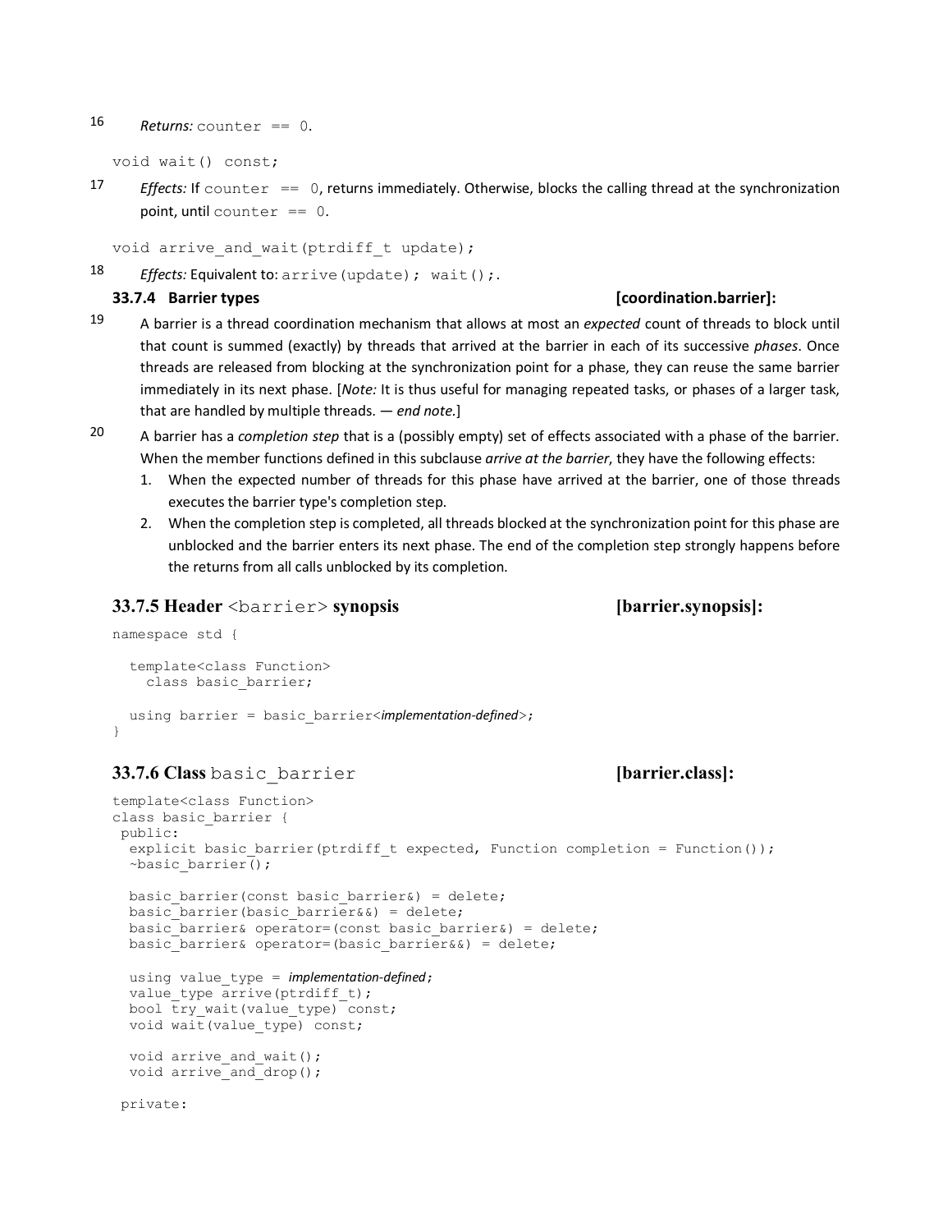16 *Returns:* `counter == 0`.

```
void wait() const;
```

17 *Effects:* If `counter == 0`, returns immediately. Otherwise, blocks the calling thread at the synchronization point, until `counter == 0`.

```
void arrive_and_wait(ptrdiff_t update);
```

18 *Effects:* Equivalent to: `arrive(update); wait();`.

### 33.7.4 Barrier types [coordination.barrier]:

19 A barrier is a thread coordination mechanism that allows at most an *expected* count of threads to block until that count is summed (exactly) by threads that arrived at the barrier in each of its successive *phases*. Once threads are released from blocking at the synchronization point for a phase, they can reuse the same barrier immediately in its next phase. [*Note:* It is thus useful for managing repeated tasks, or phases of a larger task, that are handled by multiple threads. — *end note.*]

20 A barrier has a *completion step* that is a (possibly empty) set of effects associated with a phase of the barrier. When the member functions defined in this subclause *arrive at the barrier*, they have the following effects:

1. When the expected number of threads for this phase have arrived at the barrier, one of those threads executes the barrier type's completion step.
2. When the completion step is completed, all threads blocked at the synchronization point for this phase are unblocked and the barrier enters its next phase. The end of the completion step strongly happens before the returns from all calls unblocked by its completion.

### 33.7.5 Header `<barrier>` synopsis [barrier.synopsis]:

```
namespace std {

  template<class Function>
    class basic_barrier;

  using barrier = basic_barrier<implementation-defined>;
}
```

### 33.7.6 Class `basic_barrier` [barrier.class]:

```
template<class Function>
class basic_barrier {
 public:
  explicit basic_barrier(ptrdiff_t expected, Function completion = Function());
  ~basic_barrier();

  basic_barrier(const basic_barrier&) = delete;
  basic_barrier(basic_barrier&&) = delete;
  basic_barrier& operator=(const basic_barrier&) = delete;
  basic_barrier& operator=(basic_barrier&&) = delete;

  using value_type = implementation-defined;
  value_type arrive(ptrdiff_t);
  bool try_wait(value_type) const;
  void wait(value_type) const;

  void arrive_and_wait();
  void arrive_and_drop();

 private:
```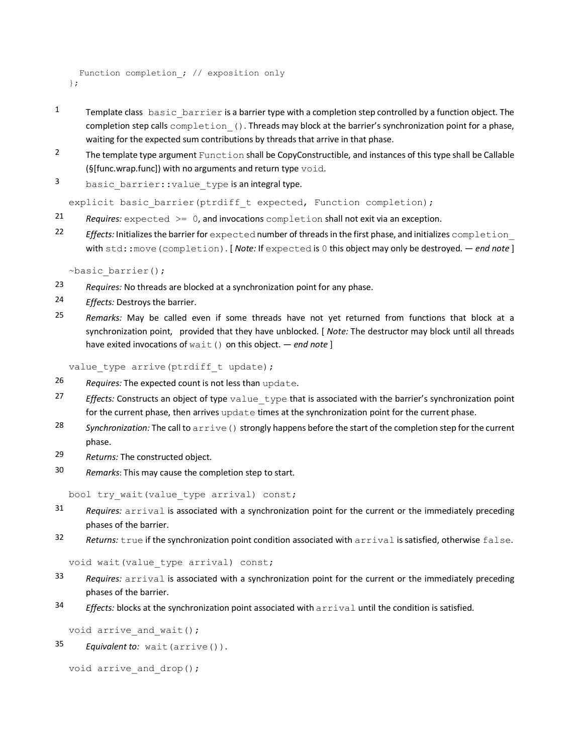```
  Function completion_; // exposition only
};
```

1 Template class `basic_barrier` is a barrier type with a completion step controlled by a function object. The completion step calls `completion_()`. Threads may block at the barrier's synchronization point for a phase, waiting for the expected sum contributions by threads that arrive in that phase.

2 The template type argument `Function` shall be CopyConstructible, and instances of this type shall be Callable (§[func.wrap.func]) with no arguments and return type `void`.

3 `basic_barrier::value_type` is an integral type.

```
explicit basic_barrier(ptrdiff_t expected, Function completion);
```

21 *Requires:* `expected >= 0`, and invocations `completion` shall not exit via an exception.

22 *Effects:* Initializes the barrier for `expected` number of threads in the first phase, and initializes `completion_` with `std::move(completion)`. [ *Note:* If `expected` is `0` this object may only be destroyed. — *end note* ]

```
~basic_barrier();
```

23 *Requires:* No threads are blocked at a synchronization point for any phase.

24 *Effects:* Destroys the barrier.

25 *Remarks:* May be called even if some threads have not yet returned from functions that block at a synchronization point, provided that they have unblocked. [ *Note:* The destructor may block until all threads have exited invocations of `wait()` on this object. — *end note* ]

```
value_type arrive(ptrdiff_t update);
```

26 *Requires:* The expected count is not less than `update`.

27 *Effects:* Constructs an object of type `value_type` that is associated with the barrier's synchronization point for the current phase, then arrives `update` times at the synchronization point for the current phase.

28 *Synchronization:* The call to `arrive()` strongly happens before the start of the completion step for the current phase.

29 *Returns:* The constructed object.

30 *Remarks*: This may cause the completion step to start.

```
bool try_wait(value_type arrival) const;
```

31 *Requires:* `arrival` is associated with a synchronization point for the current or the immediately preceding phases of the barrier.

32 *Returns:* `true` if the synchronization point condition associated with `arrival` is satisfied, otherwise `false`.

```
void wait(value_type arrival) const;
```

33 *Requires:* `arrival` is associated with a synchronization point for the current or the immediately preceding phases of the barrier.

34 *Effects:* blocks at the synchronization point associated with `arrival` until the condition is satisfied.

```
void arrive_and_wait();
```

35 *Equivalent to:* `wait(arrive())`.

```
void arrive_and_drop();
```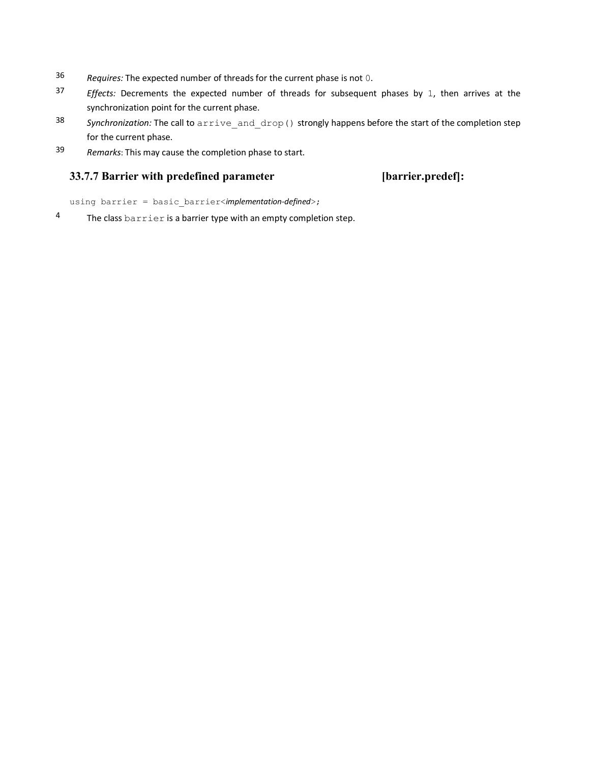36 *Requires:* The expected number of threads for the current phase is not `0`.

37 *Effects:* Decrements the expected number of threads for subsequent phases by `1`, then arrives at the synchronization point for the current phase.

38 *Synchronization:* The call to `arrive_and_drop()` strongly happens before the start of the completion step for the current phase.

39 *Remarks*: This may cause the completion phase to start.

### 33.7.7 Barrier with predefined parameter [barrier.predef]:

```
using barrier = basic_barrier<implementation-defined>;
```

4 The class `barrier` is a barrier type with an empty completion step.